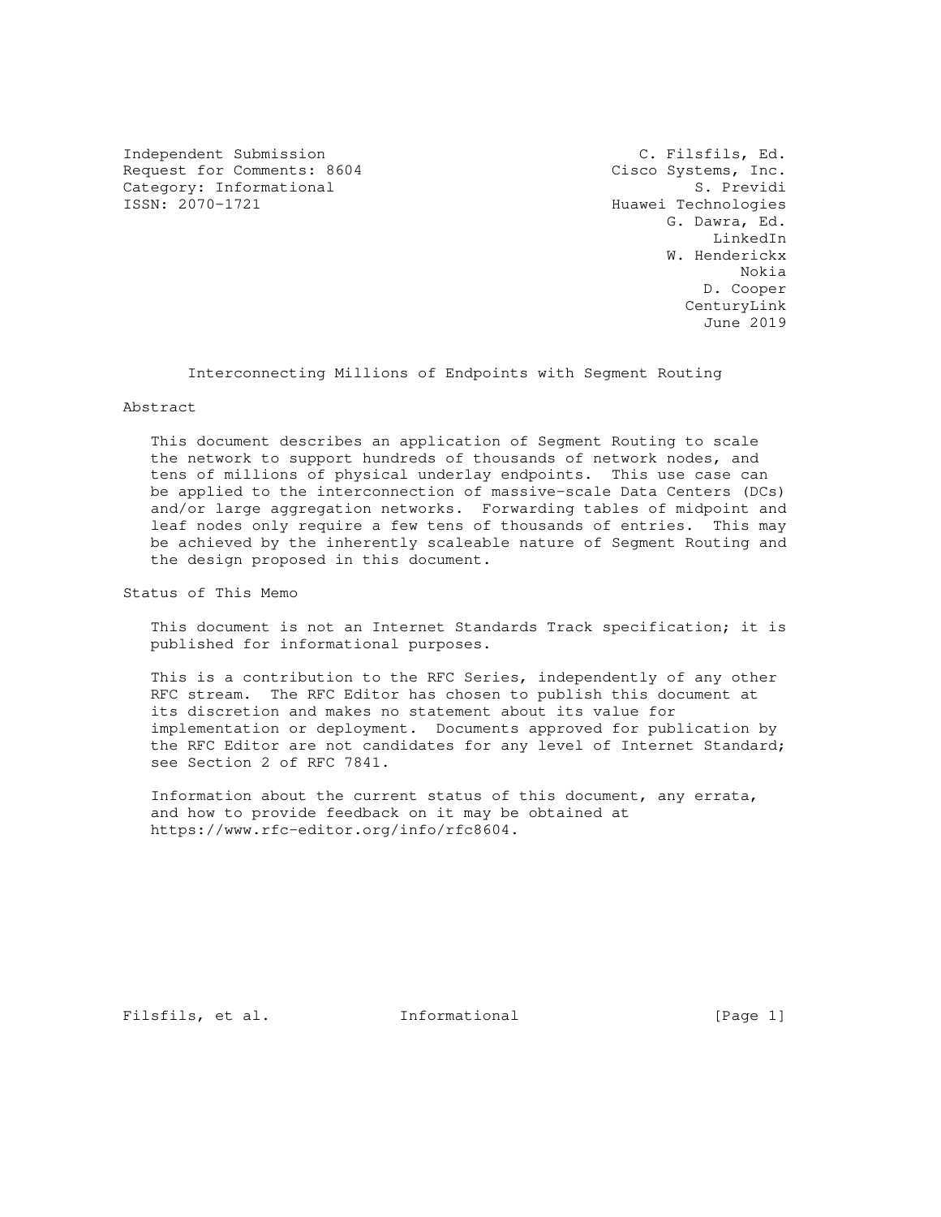Independent Submission
Request for Comments: 8604
Category: Informational
ISSN: 2070-1721

C. Filsfils, Ed.
Cisco Systems, Inc.
S. Previdi
Huawei Technologies
G. Dawra, Ed.
LinkedIn
W. Henderickx
Nokia
D. Cooper
CenturyLink
June 2019

# Interconnecting Millions of Endpoints with Segment Routing

## Abstract

This document describes an application of Segment Routing to scale the network to support hundreds of thousands of network nodes, and tens of millions of physical underlay endpoints. This use case can be applied to the interconnection of massive-scale Data Centers (DCs) and/or large aggregation networks. Forwarding tables of midpoint and leaf nodes only require a few tens of thousands of entries. This may be achieved by the inherently scaleable nature of Segment Routing and the design proposed in this document.

## Status of This Memo

This document is not an Internet Standards Track specification; it is published for informational purposes.

This is a contribution to the RFC Series, independently of any other RFC stream. The RFC Editor has chosen to publish this document at its discretion and makes no statement about its value for implementation or deployment. Documents approved for publication by the RFC Editor are not candidates for any level of Internet Standard; see Section 2 of RFC 7841.

Information about the current status of this document, any errata, and how to provide feedback on it may be obtained at https://www.rfc-editor.org/info/rfc8604.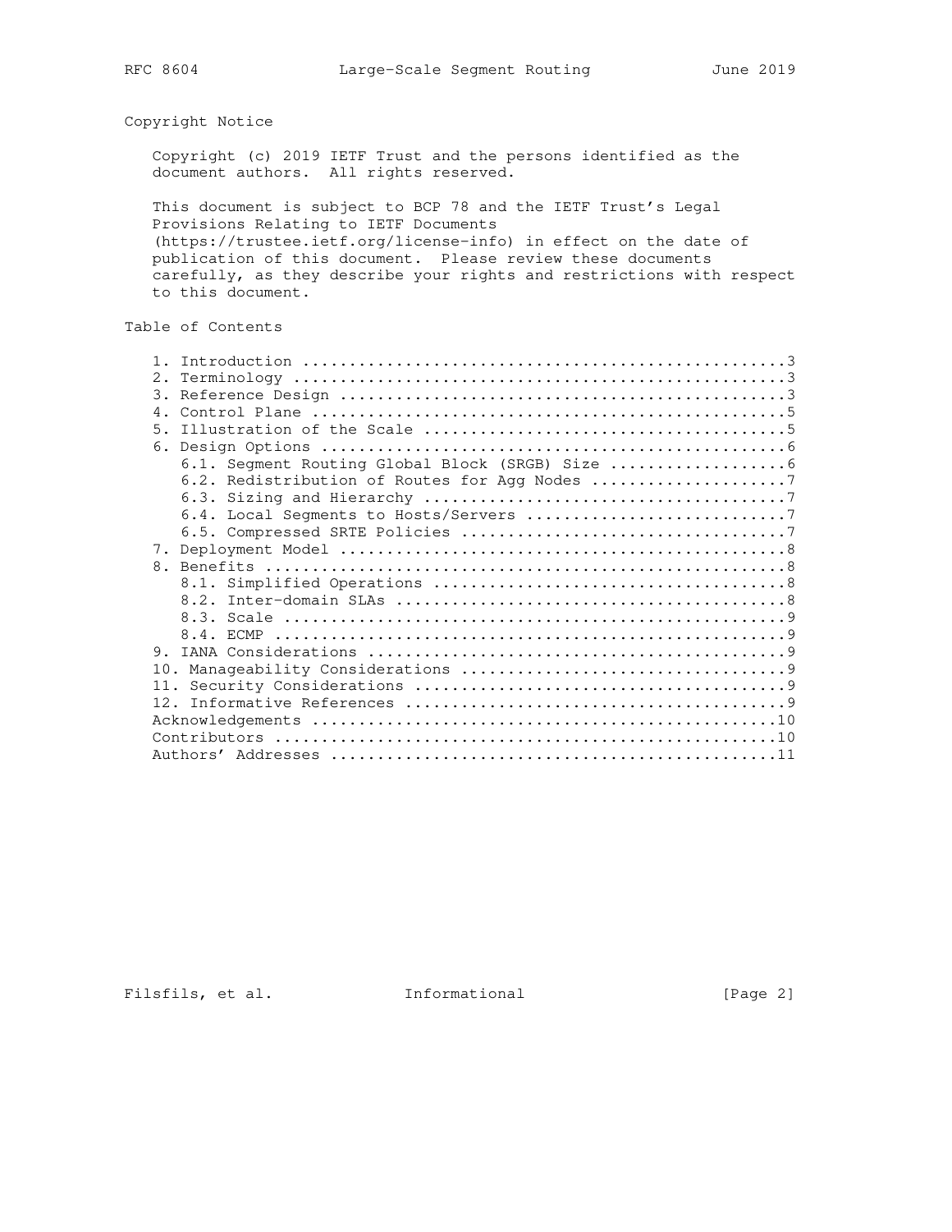## Copyright Notice

Copyright (c) 2019 IETF Trust and the persons identified as the document authors. All rights reserved.

This document is subject to BCP 78 and the IETF Trust's Legal Provisions Relating to IETF Documents (https://trustee.ietf.org/license-info) in effect on the date of publication of this document. Please review these documents carefully, as they describe your rights and restrictions with respect to this document.

## Table of Contents

```
   1. Introduction ....................................................3
   2. Terminology .....................................................3
   3. Reference Design ................................................3
   4. Control Plane ...................................................5
   5. Illustration of the Scale .......................................5
   6. Design Options ..................................................6
      6.1. Segment Routing Global Block (SRGB) Size ...................6
      6.2. Redistribution of Routes for Agg Nodes .....................7
      6.3. Sizing and Hierarchy .......................................7
      6.4. Local Segments to Hosts/Servers ............................7
      6.5. Compressed SRTE Policies ...................................7
   7. Deployment Model ................................................8
   8. Benefits ........................................................8
      8.1. Simplified Operations ......................................8
      8.2. Inter-domain SLAs ..........................................8
      8.3. Scale ......................................................9
      8.4. ECMP .......................................................9
   9. IANA Considerations .............................................9
   10. Manageability Considerations ...................................9
   11. Security Considerations ........................................9
   12. Informative References .........................................9
   Acknowledgements ..................................................10
   Contributors ......................................................10
   Authors' Addresses ................................................11
```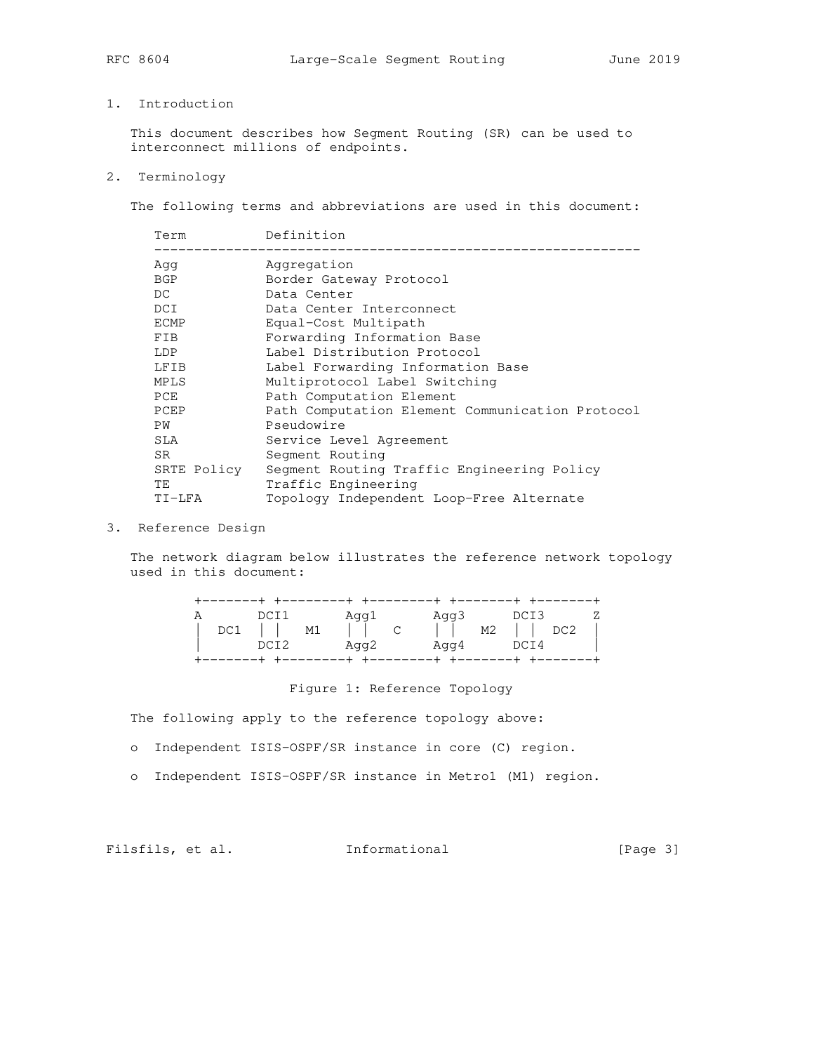## 1. Introduction

This document describes how Segment Routing (SR) can be used to interconnect millions of endpoints.

## 2. Terminology

The following terms and abbreviations are used in this document:

| Term | Definition |
| --- | --- |
| Agg | Aggregation |
| BGP | Border Gateway Protocol |
| DC | Data Center |
| DCI | Data Center Interconnect |
| ECMP | Equal-Cost Multipath |
| FIB | Forwarding Information Base |
| LDP | Label Distribution Protocol |
| LFIB | Label Forwarding Information Base |
| MPLS | Multiprotocol Label Switching |
| PCE | Path Computation Element |
| PCEP | Path Computation Element Communication Protocol |
| PW | Pseudowire |
| SLA | Service Level Agreement |
| SR | Segment Routing |
| SRTE Policy | Segment Routing Traffic Engineering Policy |
| TE | Traffic Engineering |
| TI-LFA | Topology Independent Loop-Free Alternate |

## 3. Reference Design

The network diagram below illustrates the reference network topology used in this document:

```
+-------+ +--------+ +--------+ +-------+ +-------+
A       DCI1       Agg1       Agg3      DCI3      Z
|  DC1  |  |   M1   |  |  C    |  |  M2   |  | DC2  |
|       DCI2       Agg2       Agg4      DCI4      |
+-------+ +--------+ +--------+ +-------+ +-------+
```

Figure 1: Reference Topology

The following apply to the reference topology above:

- Independent ISIS-OSPF/SR instance in core (C) region.
- Independent ISIS-OSPF/SR instance in Metro1 (M1) region.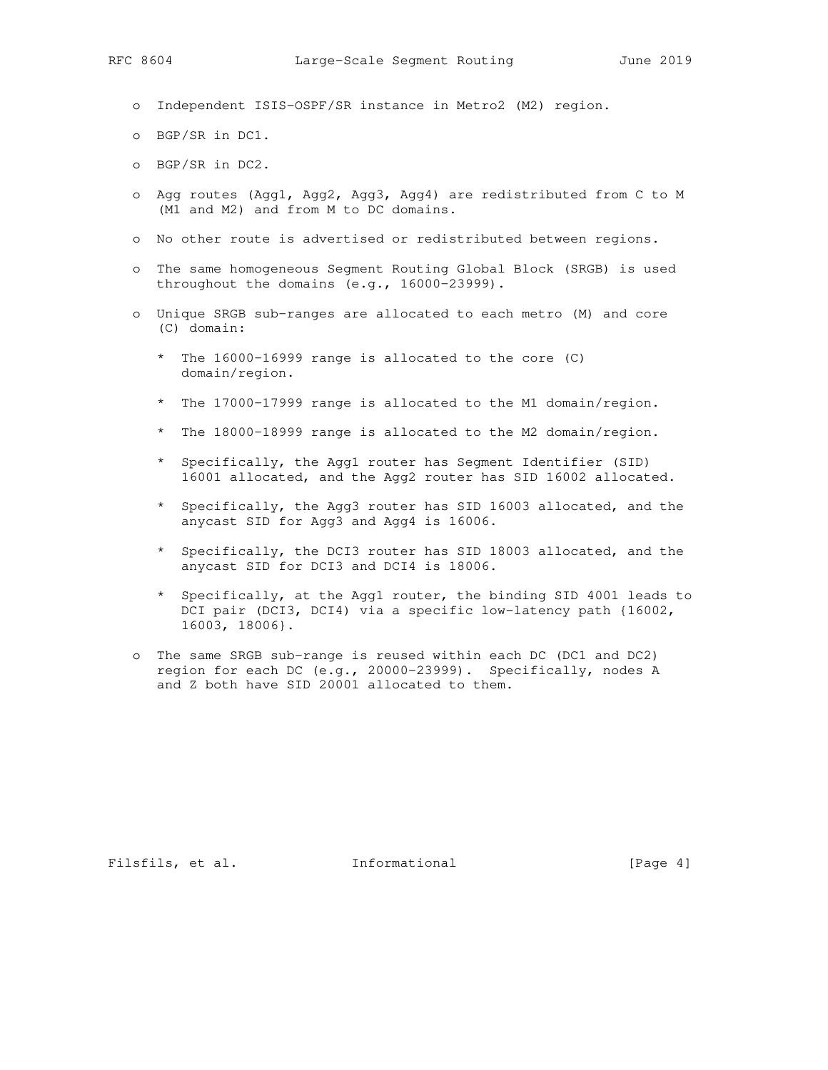- Independent ISIS-OSPF/SR instance in Metro2 (M2) region.

- BGP/SR in DC1.

- BGP/SR in DC2.

- Agg routes (Agg1, Agg2, Agg3, Agg4) are redistributed from C to M (M1 and M2) and from M to DC domains.

- No other route is advertised or redistributed between regions.

- The same homogeneous Segment Routing Global Block (SRGB) is used throughout the domains (e.g., 16000-23999).

- Unique SRGB sub-ranges are allocated to each metro (M) and core (C) domain:

  * The 16000-16999 range is allocated to the core (C) domain/region.

  * The 17000-17999 range is allocated to the M1 domain/region.

  * The 18000-18999 range is allocated to the M2 domain/region.

  * Specifically, the Agg1 router has Segment Identifier (SID) 16001 allocated, and the Agg2 router has SID 16002 allocated.

  * Specifically, the Agg3 router has SID 16003 allocated, and the anycast SID for Agg3 and Agg4 is 16006.

  * Specifically, the DCI3 router has SID 18003 allocated, and the anycast SID for DCI3 and DCI4 is 18006.

  * Specifically, at the Agg1 router, the binding SID 4001 leads to DCI pair (DCI3, DCI4) via a specific low-latency path {16002, 16003, 18006}.

- The same SRGB sub-range is reused within each DC (DC1 and DC2) region for each DC (e.g., 20000-23999). Specifically, nodes A and Z both have SID 20001 allocated to them.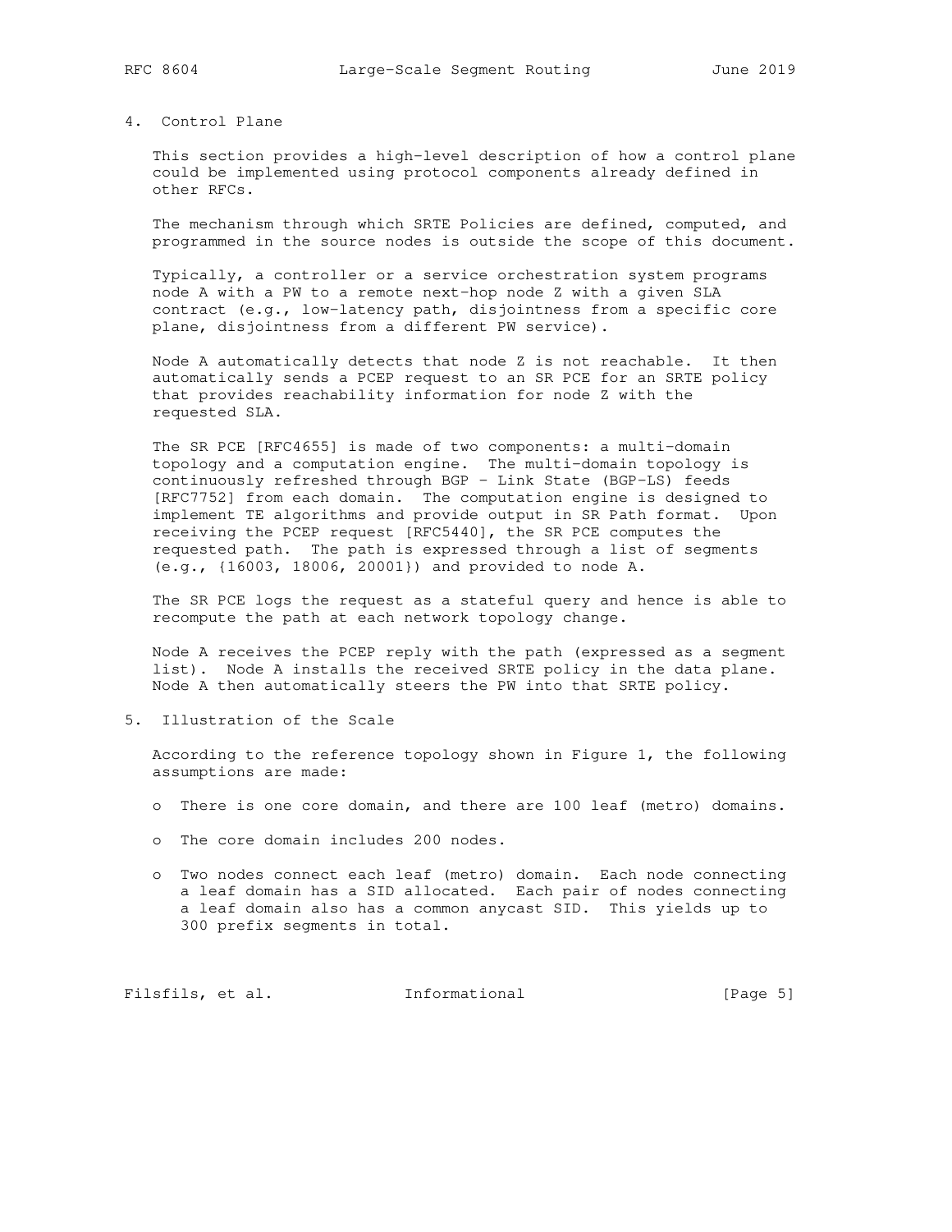## 4. Control Plane

This section provides a high-level description of how a control plane could be implemented using protocol components already defined in other RFCs.

The mechanism through which SRTE Policies are defined, computed, and programmed in the source nodes is outside the scope of this document.

Typically, a controller or a service orchestration system programs node A with a PW to a remote next-hop node Z with a given SLA contract (e.g., low-latency path, disjointness from a specific core plane, disjointness from a different PW service).

Node A automatically detects that node Z is not reachable. It then automatically sends a PCEP request to an SR PCE for an SRTE policy that provides reachability information for node Z with the requested SLA.

The SR PCE [RFC4655] is made of two components: a multi-domain topology and a computation engine. The multi-domain topology is continuously refreshed through BGP - Link State (BGP-LS) feeds [RFC7752] from each domain. The computation engine is designed to implement TE algorithms and provide output in SR Path format. Upon receiving the PCEP request [RFC5440], the SR PCE computes the requested path. The path is expressed through a list of segments (e.g., {16003, 18006, 20001}) and provided to node A.

The SR PCE logs the request as a stateful query and hence is able to recompute the path at each network topology change.

Node A receives the PCEP reply with the path (expressed as a segment list). Node A installs the received SRTE policy in the data plane. Node A then automatically steers the PW into that SRTE policy.

## 5. Illustration of the Scale

According to the reference topology shown in Figure 1, the following assumptions are made:

- There is one core domain, and there are 100 leaf (metro) domains.
- The core domain includes 200 nodes.
- Two nodes connect each leaf (metro) domain. Each node connecting a leaf domain has a SID allocated. Each pair of nodes connecting a leaf domain also has a common anycast SID. This yields up to 300 prefix segments in total.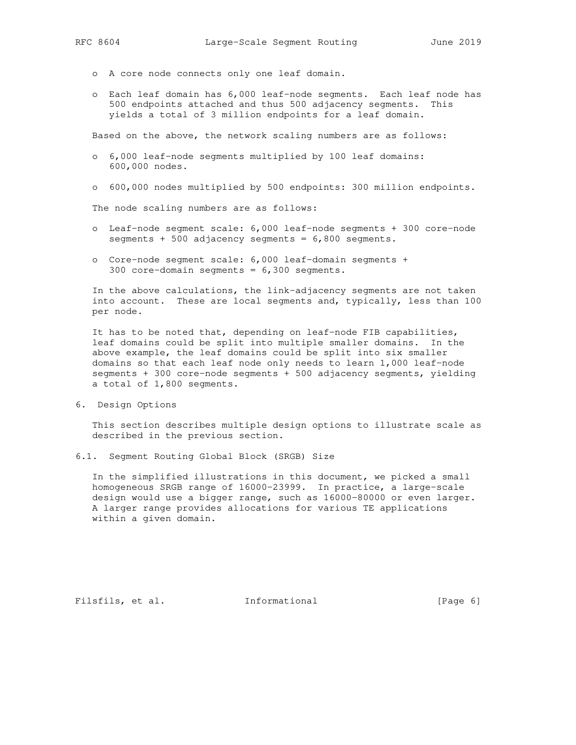- A core node connects only one leaf domain.
- Each leaf domain has 6,000 leaf-node segments. Each leaf node has 500 endpoints attached and thus 500 adjacency segments. This yields a total of 3 million endpoints for a leaf domain.

Based on the above, the network scaling numbers are as follows:

- 6,000 leaf-node segments multiplied by 100 leaf domains: 600,000 nodes.
- 600,000 nodes multiplied by 500 endpoints: 300 million endpoints.

The node scaling numbers are as follows:

- Leaf-node segment scale: 6,000 leaf-node segments + 300 core-node segments + 500 adjacency segments = 6,800 segments.
- Core-node segment scale: 6,000 leaf-domain segments + 300 core-domain segments = 6,300 segments.

In the above calculations, the link-adjacency segments are not taken into account. These are local segments and, typically, less than 100 per node.

It has to be noted that, depending on leaf-node FIB capabilities, leaf domains could be split into multiple smaller domains. In the above example, the leaf domains could be split into six smaller domains so that each leaf node only needs to learn 1,000 leaf-node segments + 300 core-node segments + 500 adjacency segments, yielding a total of 1,800 segments.

## 6. Design Options

This section describes multiple design options to illustrate scale as described in the previous section.

### 6.1. Segment Routing Global Block (SRGB) Size

In the simplified illustrations in this document, we picked a small homogeneous SRGB range of 16000-23999. In practice, a large-scale design would use a bigger range, such as 16000-80000 or even larger. A larger range provides allocations for various TE applications within a given domain.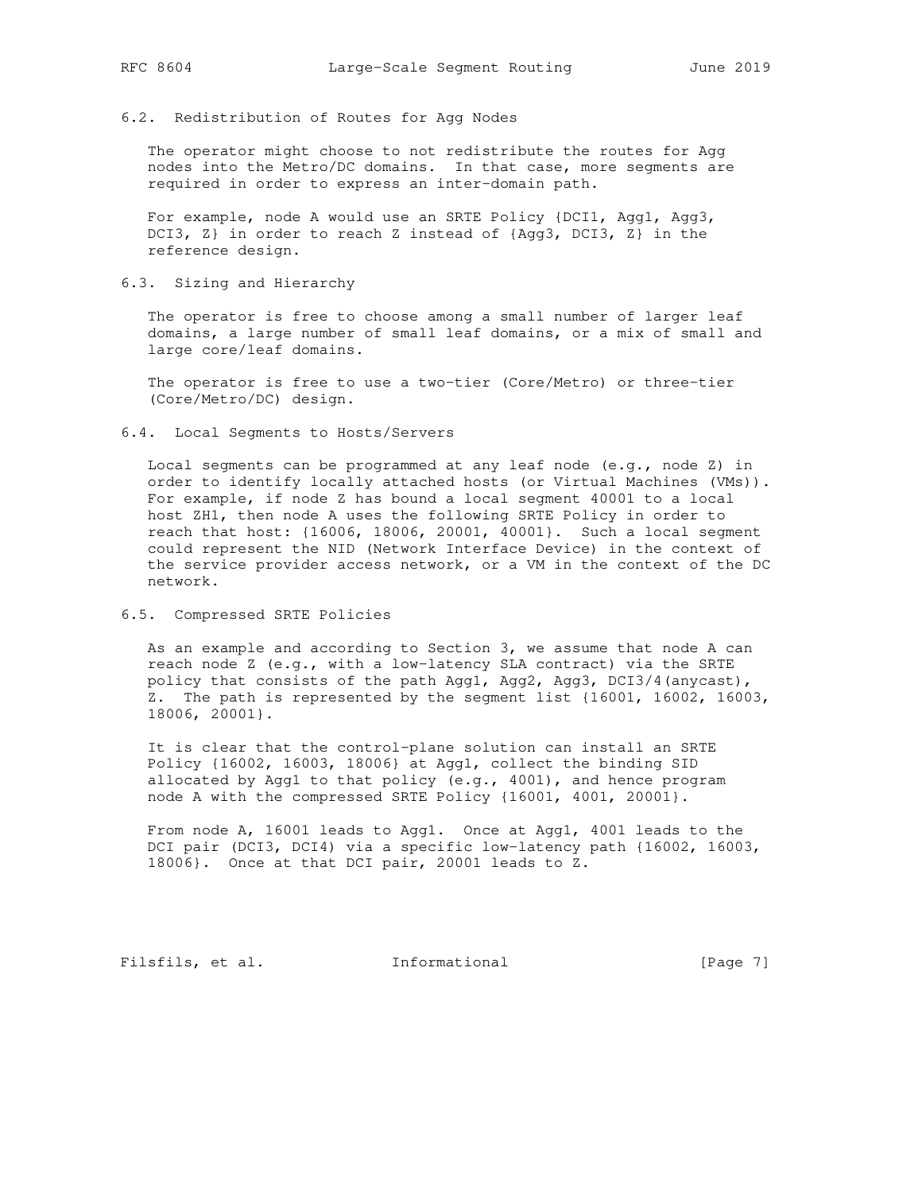### 6.2. Redistribution of Routes for Agg Nodes

The operator might choose to not redistribute the routes for Agg nodes into the Metro/DC domains. In that case, more segments are required in order to express an inter-domain path.

For example, node A would use an SRTE Policy {DCI1, Agg1, Agg3, DCI3, Z} in order to reach Z instead of {Agg3, DCI3, Z} in the reference design.

### 6.3. Sizing and Hierarchy

The operator is free to choose among a small number of larger leaf domains, a large number of small leaf domains, or a mix of small and large core/leaf domains.

The operator is free to use a two-tier (Core/Metro) or three-tier (Core/Metro/DC) design.

### 6.4. Local Segments to Hosts/Servers

Local segments can be programmed at any leaf node (e.g., node Z) in order to identify locally attached hosts (or Virtual Machines (VMs)). For example, if node Z has bound a local segment 40001 to a local host ZH1, then node A uses the following SRTE Policy in order to reach that host: {16006, 18006, 20001, 40001}. Such a local segment could represent the NID (Network Interface Device) in the context of the service provider access network, or a VM in the context of the DC network.

### 6.5. Compressed SRTE Policies

As an example and according to Section 3, we assume that node A can reach node Z (e.g., with a low-latency SLA contract) via the SRTE policy that consists of the path Agg1, Agg2, Agg3, DCI3/4(anycast), Z. The path is represented by the segment list {16001, 16002, 16003, 18006, 20001}.

It is clear that the control-plane solution can install an SRTE Policy {16002, 16003, 18006} at Agg1, collect the binding SID allocated by Agg1 to that policy (e.g., 4001), and hence program node A with the compressed SRTE Policy {16001, 4001, 20001}.

From node A, 16001 leads to Agg1. Once at Agg1, 4001 leads to the DCI pair (DCI3, DCI4) via a specific low-latency path {16002, 16003, 18006}. Once at that DCI pair, 20001 leads to Z.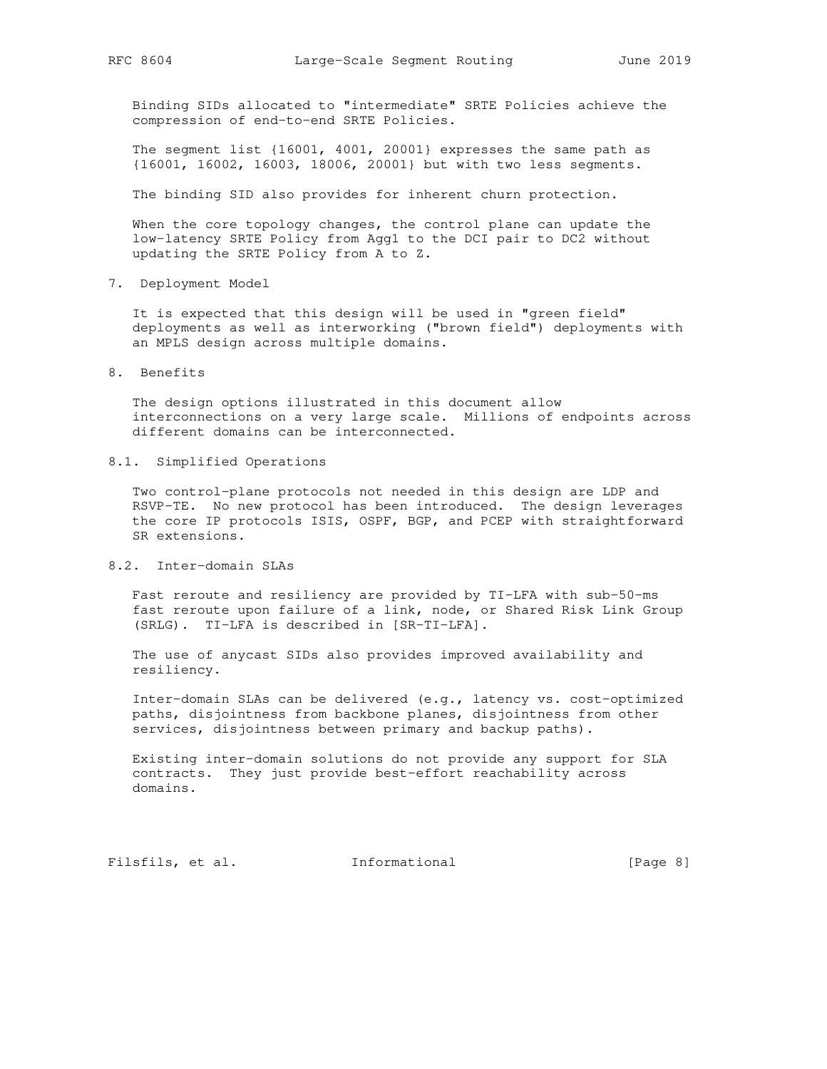Binding SIDs allocated to "intermediate" SRTE Policies achieve the compression of end-to-end SRTE Policies.

The segment list {16001, 4001, 20001} expresses the same path as {16001, 16002, 16003, 18006, 20001} but with two less segments.

The binding SID also provides for inherent churn protection.

When the core topology changes, the control plane can update the low-latency SRTE Policy from Agg1 to the DCI pair to DC2 without updating the SRTE Policy from A to Z.

## 7. Deployment Model

It is expected that this design will be used in "green field" deployments as well as interworking ("brown field") deployments with an MPLS design across multiple domains.

## 8. Benefits

The design options illustrated in this document allow interconnections on a very large scale. Millions of endpoints across different domains can be interconnected.

### 8.1. Simplified Operations

Two control-plane protocols not needed in this design are LDP and RSVP-TE. No new protocol has been introduced. The design leverages the core IP protocols ISIS, OSPF, BGP, and PCEP with straightforward SR extensions.

### 8.2. Inter-domain SLAs

Fast reroute and resiliency are provided by TI-LFA with sub-50-ms fast reroute upon failure of a link, node, or Shared Risk Link Group (SRLG). TI-LFA is described in [SR-TI-LFA].

The use of anycast SIDs also provides improved availability and resiliency.

Inter-domain SLAs can be delivered (e.g., latency vs. cost-optimized paths, disjointness from backbone planes, disjointness from other services, disjointness between primary and backup paths).

Existing inter-domain solutions do not provide any support for SLA contracts. They just provide best-effort reachability across domains.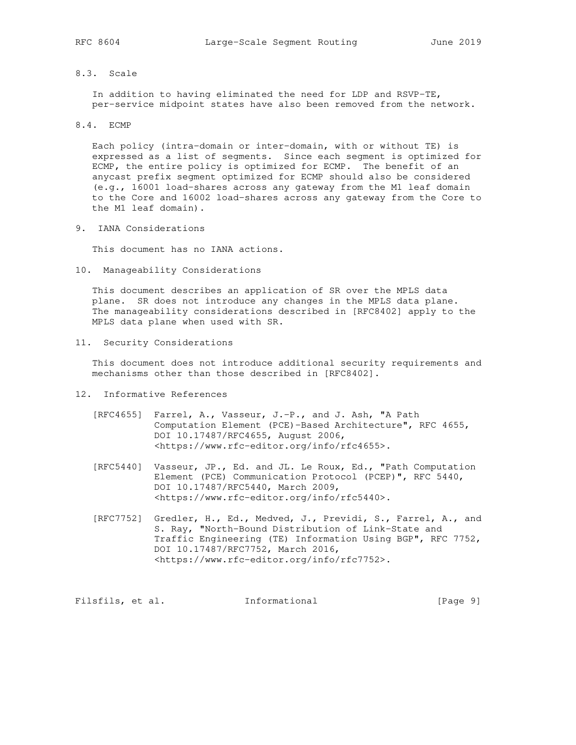### 8.3. Scale

In addition to having eliminated the need for LDP and RSVP-TE, per-service midpoint states have also been removed from the network.

### 8.4. ECMP

Each policy (intra-domain or inter-domain, with or without TE) is expressed as a list of segments. Since each segment is optimized for ECMP, the entire policy is optimized for ECMP. The benefit of an anycast prefix segment optimized for ECMP should also be considered (e.g., 16001 load-shares across any gateway from the M1 leaf domain to the Core and 16002 load-shares across any gateway from the Core to the M1 leaf domain).

## 9. IANA Considerations

This document has no IANA actions.

## 10. Manageability Considerations

This document describes an application of SR over the MPLS data plane. SR does not introduce any changes in the MPLS data plane. The manageability considerations described in [RFC8402] apply to the MPLS data plane when used with SR.

## 11. Security Considerations

This document does not introduce additional security requirements and mechanisms other than those described in [RFC8402].

## 12. Informative References

[RFC4655] Farrel, A., Vasseur, J.-P., and J. Ash, "A Path Computation Element (PCE)-Based Architecture", RFC 4655, DOI 10.17487/RFC4655, August 2006, <https://www.rfc-editor.org/info/rfc4655>.

[RFC5440] Vasseur, JP., Ed. and JL. Le Roux, Ed., "Path Computation Element (PCE) Communication Protocol (PCEP)", RFC 5440, DOI 10.17487/RFC5440, March 2009, <https://www.rfc-editor.org/info/rfc5440>.

[RFC7752] Gredler, H., Ed., Medved, J., Previdi, S., Farrel, A., and S. Ray, "North-Bound Distribution of Link-State and Traffic Engineering (TE) Information Using BGP", RFC 7752, DOI 10.17487/RFC7752, March 2016, <https://www.rfc-editor.org/info/rfc7752>.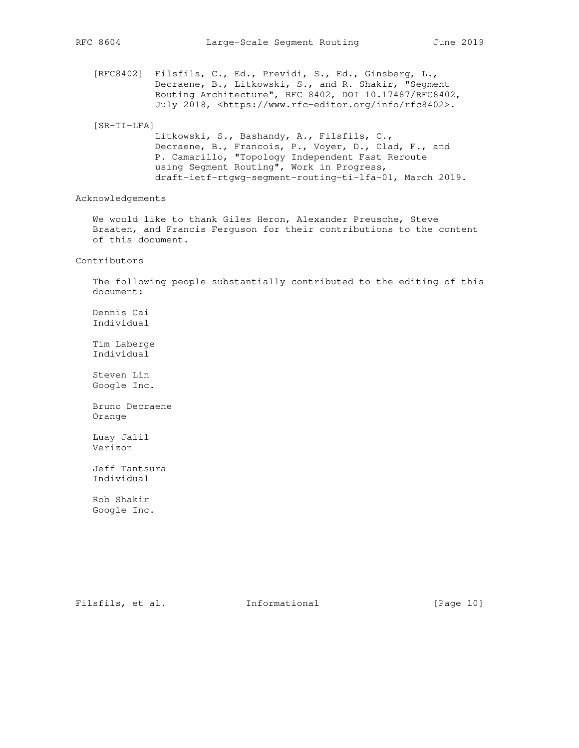[RFC8402] Filsfils, C., Ed., Previdi, S., Ed., Ginsberg, L., Decraene, B., Litkowski, S., and R. Shakir, "Segment Routing Architecture", RFC 8402, DOI 10.17487/RFC8402, July 2018, <https://www.rfc-editor.org/info/rfc8402>.

[SR-TI-LFA] Litkowski, S., Bashandy, A., Filsfils, C., Decraene, B., Francois, P., Voyer, D., Clad, F., and P. Camarillo, "Topology Independent Fast Reroute using Segment Routing", Work in Progress, draft-ietf-rtgwg-segment-routing-ti-lfa-01, March 2019.

## Acknowledgements

We would like to thank Giles Heron, Alexander Preusche, Steve Braaten, and Francis Ferguson for their contributions to the content of this document.

## Contributors

The following people substantially contributed to the editing of this document:

Dennis Cai
Individual

Tim Laberge
Individual

Steven Lin
Google Inc.

Bruno Decraene
Orange

Luay Jalil
Verizon

Jeff Tantsura
Individual

Rob Shakir
Google Inc.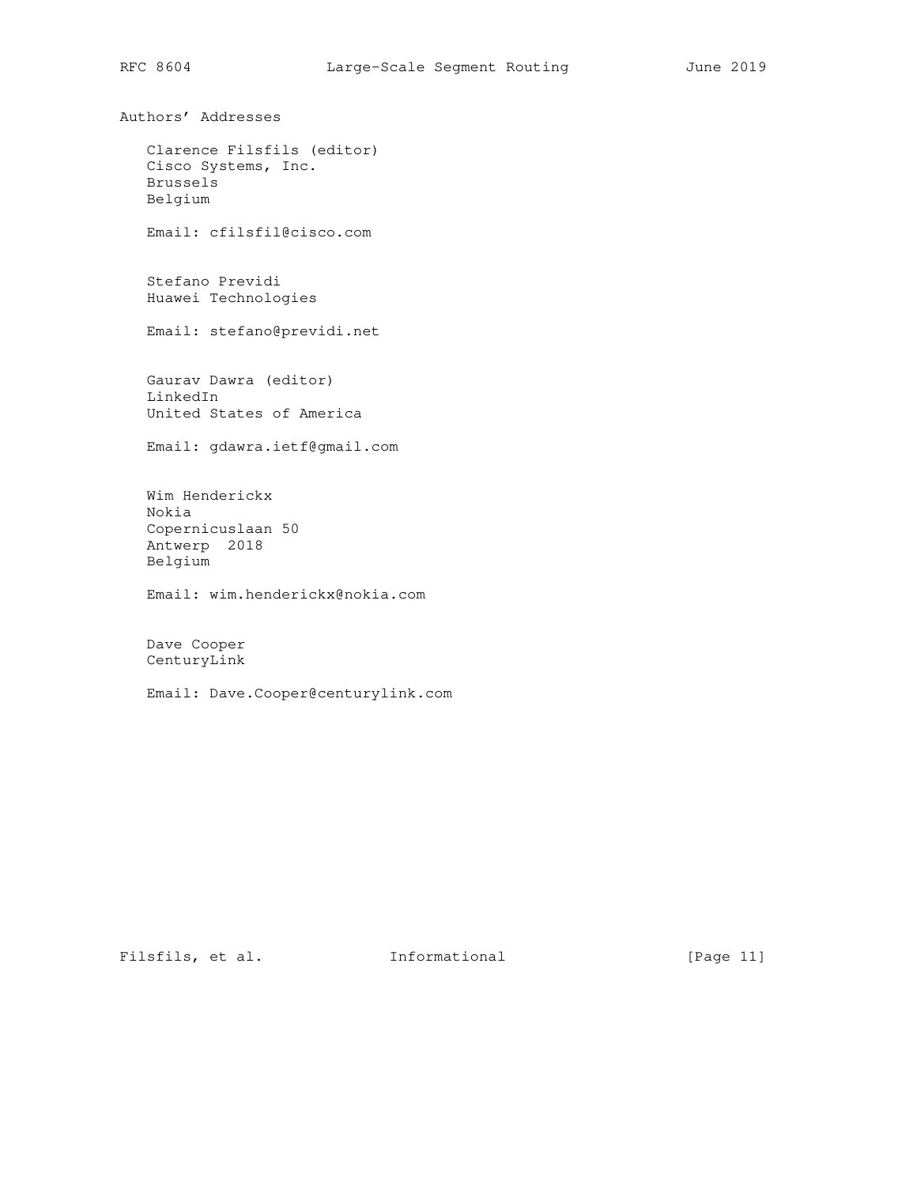## Authors' Addresses

Clarence Filsfils (editor)
Cisco Systems, Inc.
Brussels
Belgium

Email: cfilsfil@cisco.com

Stefano Previdi
Huawei Technologies

Email: stefano@previdi.net

Gaurav Dawra (editor)
LinkedIn
United States of America

Email: gdawra.ietf@gmail.com

Wim Henderickx
Nokia
Copernicuslaan 50
Antwerp 2018
Belgium

Email: wim.henderickx@nokia.com

Dave Cooper
CenturyLink

Email: Dave.Cooper@centurylink.com